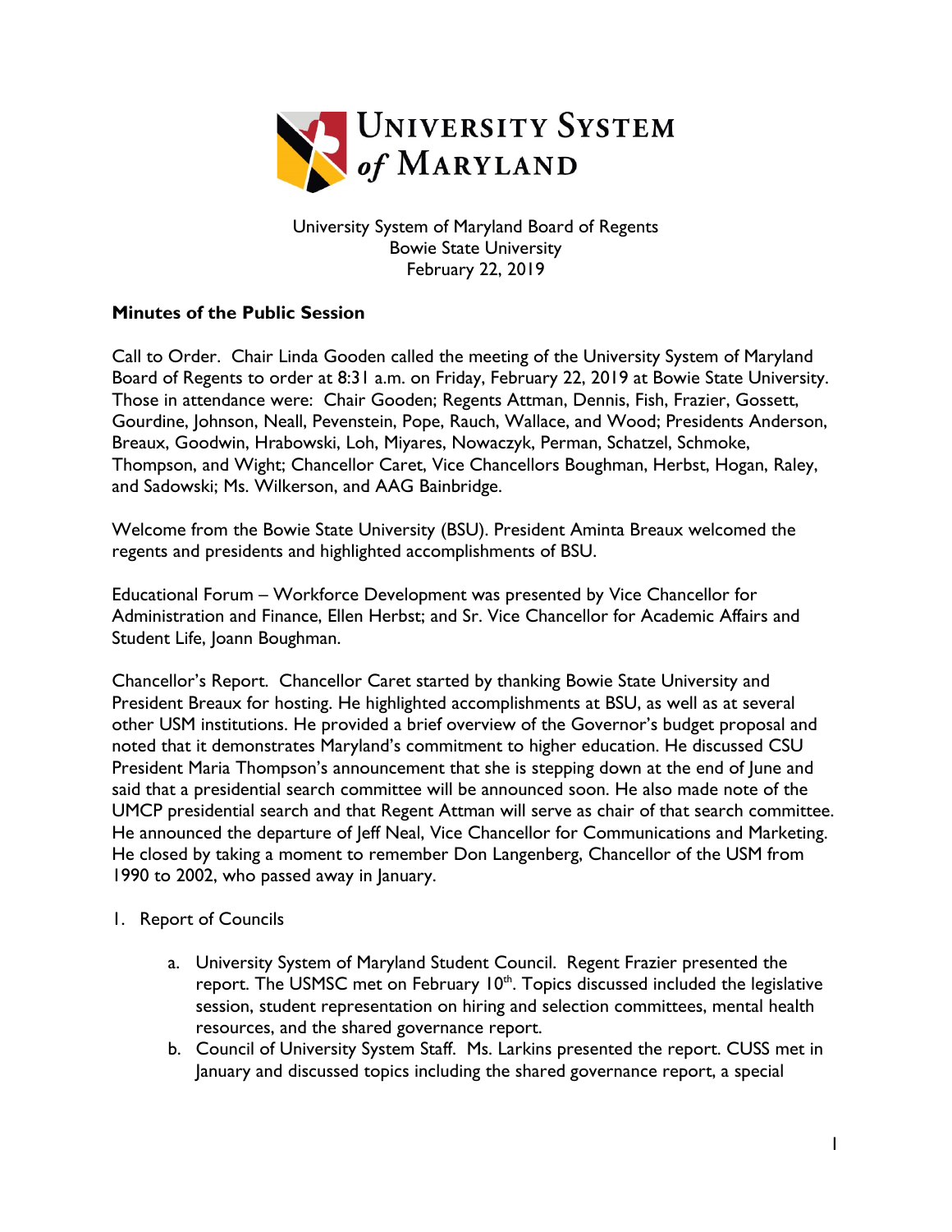University System of Maryland Board of Regents
Bowie State University
February 22, 2019

**Minutes of the Public Session**

Call to Order. Chair Linda Gooden called the meeting of the University System of Maryland Board of Regents to order at 8:31 a.m. on Friday, February 22, 2019 at Bowie State University. Those in attendance were: Chair Gooden; Regents Attman, Dennis, Fish, Frazier, Gossett, Gourdine, Johnson, Neall, Pevenstein, Pope, Rauch, Wallace, and Wood; Presidents Anderson, Breaux, Goodwin, Hrabowski, Loh, Miyares, Nowaczyk, Perman, Schatzel, Schmoke, Thompson, and Wight; Chancellor Caret, Vice Chancellors Boughman, Herbst, Hogan, Raley, and Sadowski; Ms. Wilkerson, and AAG Bainbridge.

Welcome from the Bowie State University (BSU). President Aminta Breaux welcomed the regents and presidents and highlighted accomplishments of BSU.

Educational Forum – Workforce Development was presented by Vice Chancellor for Administration and Finance, Ellen Herbst; and Sr. Vice Chancellor for Academic Affairs and Student Life, Joann Boughman.

Chancellor's Report. Chancellor Caret started by thanking Bowie State University and President Breaux for hosting. He highlighted accomplishments at BSU, as well as at several other USM institutions. He provided a brief overview of the Governor's budget proposal and noted that it demonstrates Maryland's commitment to higher education. He discussed CSU President Maria Thompson's announcement that she is stepping down at the end of June and said that a presidential search committee will be announced soon. He also made note of the UMCP presidential search and that Regent Attman will serve as chair of that search committee. He announced the departure of Jeff Neal, Vice Chancellor for Communications and Marketing. He closed by taking a moment to remember Don Langenberg, Chancellor of the USM from 1990 to 2002, who passed away in January.

1. Report of Councils

    a. University System of Maryland Student Council. Regent Frazier presented the report. The USMSC met on February 10th. Topics discussed included the legislative session, student representation on hiring and selection committees, mental health resources, and the shared governance report.
    b. Council of University System Staff. Ms. Larkins presented the report. CUSS met in January and discussed topics including the shared governance report, a special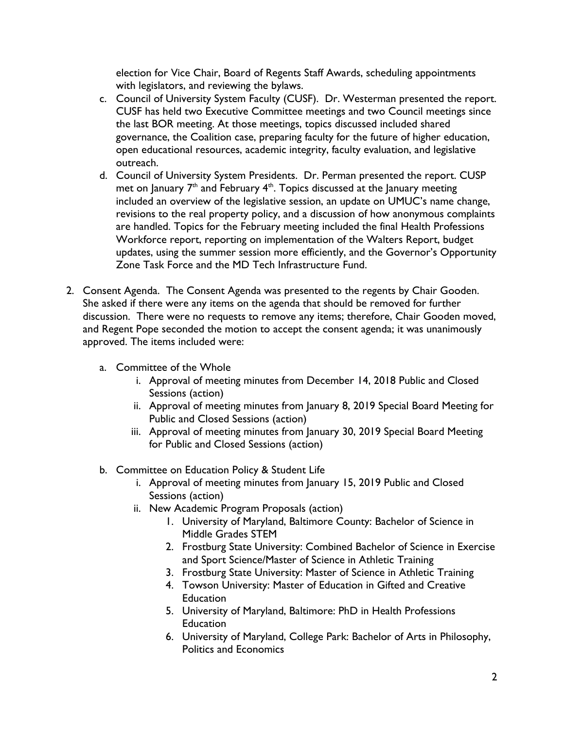election for Vice Chair, Board of Regents Staff Awards, scheduling appointments with legislators, and reviewing the bylaws.

c. Council of University System Faculty (CUSF). Dr. Westerman presented the report. CUSF has held two Executive Committee meetings and two Council meetings since the last BOR meeting. At those meetings, topics discussed included shared governance, the Coalition case, preparing faculty for the future of higher education, open educational resources, academic integrity, faculty evaluation, and legislative outreach.

d. Council of University System Presidents. Dr. Perman presented the report. CUSP met on January 7th and February 4th. Topics discussed at the January meeting included an overview of the legislative session, an update on UMUC's name change, revisions to the real property policy, and a discussion of how anonymous complaints are handled. Topics for the February meeting included the final Health Professions Workforce report, reporting on implementation of the Walters Report, budget updates, using the summer session more efficiently, and the Governor's Opportunity Zone Task Force and the MD Tech Infrastructure Fund.

2. Consent Agenda. The Consent Agenda was presented to the regents by Chair Gooden. She asked if there were any items on the agenda that should be removed for further discussion. There were no requests to remove any items; therefore, Chair Gooden moved, and Regent Pope seconded the motion to accept the consent agenda; it was unanimously approved. The items included were:

   a. Committee of the Whole
      i. Approval of meeting minutes from December 14, 2018 Public and Closed Sessions (action)
      ii. Approval of meeting minutes from January 8, 2019 Special Board Meeting for Public and Closed Sessions (action)
      iii. Approval of meeting minutes from January 30, 2019 Special Board Meeting for Public and Closed Sessions (action)

   b. Committee on Education Policy & Student Life
      i. Approval of meeting minutes from January 15, 2019 Public and Closed Sessions (action)
      ii. New Academic Program Proposals (action)
         1. University of Maryland, Baltimore County: Bachelor of Science in Middle Grades STEM
         2. Frostburg State University: Combined Bachelor of Science in Exercise and Sport Science/Master of Science in Athletic Training
         3. Frostburg State University: Master of Science in Athletic Training
         4. Towson University: Master of Education in Gifted and Creative Education
         5. University of Maryland, Baltimore: PhD in Health Professions Education
         6. University of Maryland, College Park: Bachelor of Arts in Philosophy, Politics and Economics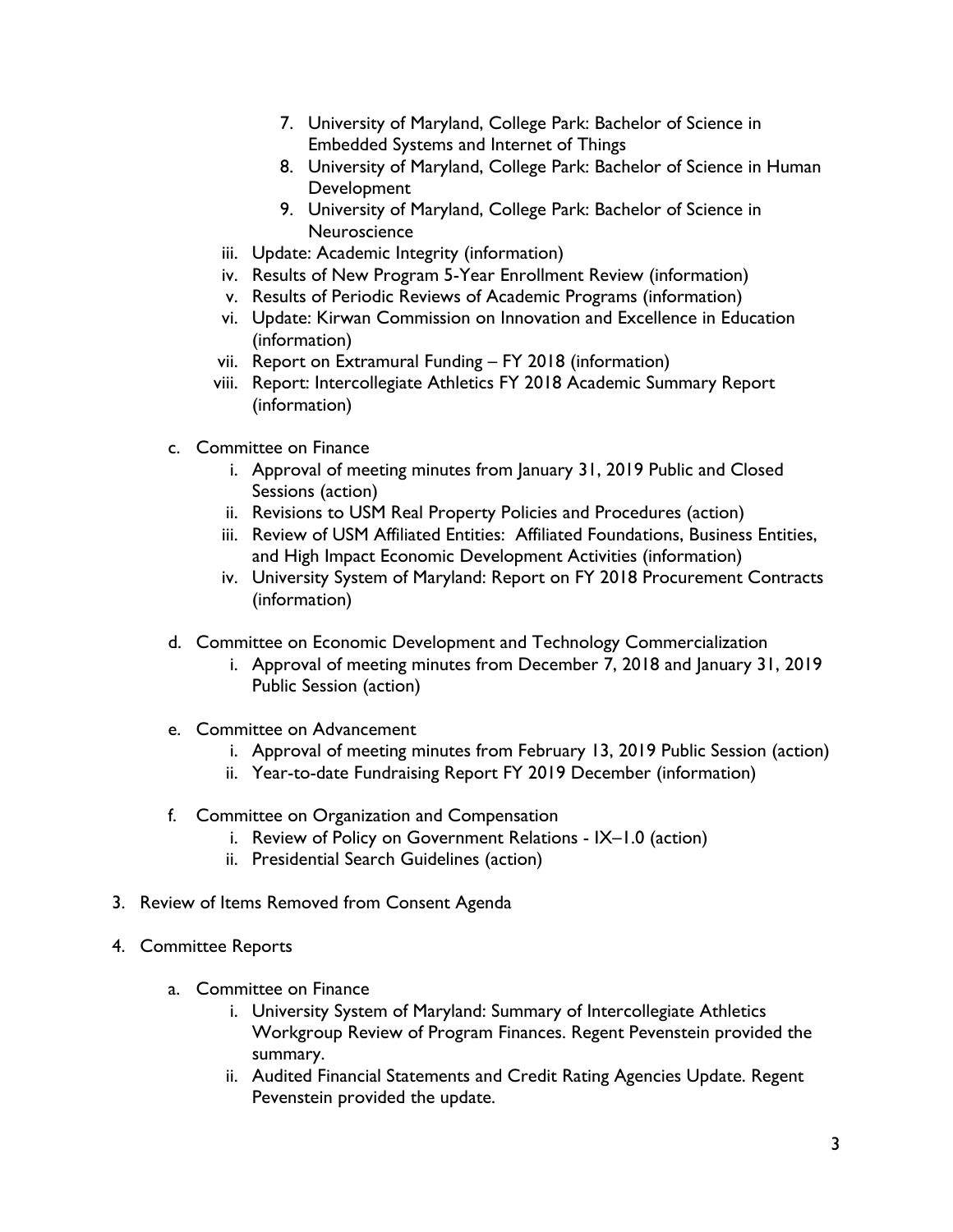7. University of Maryland, College Park: Bachelor of Science in Embedded Systems and Internet of Things
8. University of Maryland, College Park: Bachelor of Science in Human Development
9. University of Maryland, College Park: Bachelor of Science in Neuroscience

iii. Update: Academic Integrity (information)
iv. Results of New Program 5-Year Enrollment Review (information)
v. Results of Periodic Reviews of Academic Programs (information)
vi. Update: Kirwan Commission on Innovation and Excellence in Education (information)
vii. Report on Extramural Funding – FY 2018 (information)
viii. Report: Intercollegiate Athletics FY 2018 Academic Summary Report (information)

c. Committee on Finance
   i. Approval of meeting minutes from January 31, 2019 Public and Closed Sessions (action)
   ii. Revisions to USM Real Property Policies and Procedures (action)
   iii. Review of USM Affiliated Entities: Affiliated Foundations, Business Entities, and High Impact Economic Development Activities (information)
   iv. University System of Maryland: Report on FY 2018 Procurement Contracts (information)

d. Committee on Economic Development and Technology Commercialization
   i. Approval of meeting minutes from December 7, 2018 and January 31, 2019 Public Session (action)

e. Committee on Advancement
   i. Approval of meeting minutes from February 13, 2019 Public Session (action)
   ii. Year-to-date Fundraising Report FY 2019 December (information)

f. Committee on Organization and Compensation
   i. Review of Policy on Government Relations - IX–1.0 (action)
   ii. Presidential Search Guidelines (action)

3. Review of Items Removed from Consent Agenda

4. Committee Reports

   a. Committee on Finance
      i. University System of Maryland: Summary of Intercollegiate Athletics Workgroup Review of Program Finances. Regent Pevenstein provided the summary.
      ii. Audited Financial Statements and Credit Rating Agencies Update. Regent Pevenstein provided the update.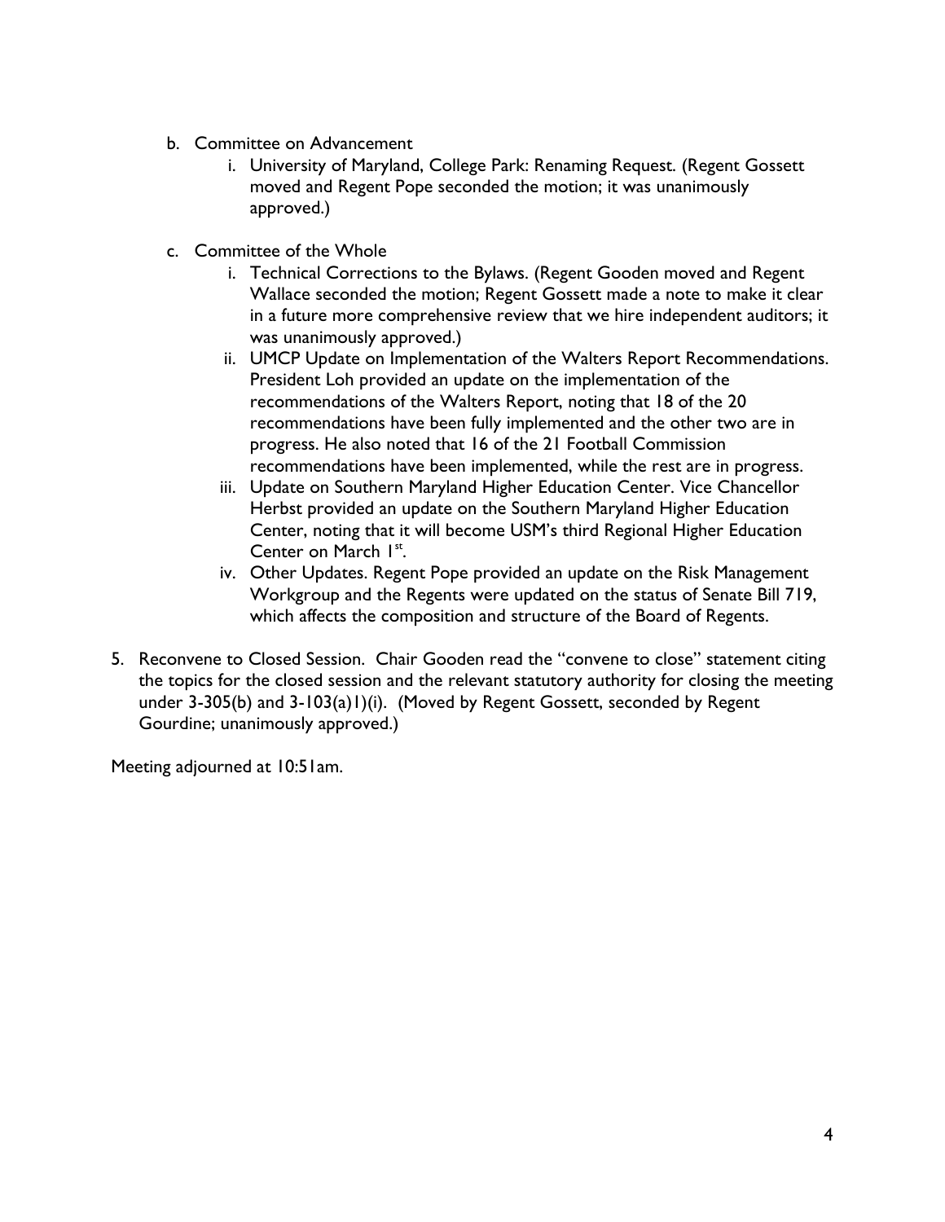b. Committee on Advancement
    i. University of Maryland, College Park: Renaming Request. (Regent Gossett moved and Regent Pope seconded the motion; it was unanimously approved.)

c. Committee of the Whole
    i. Technical Corrections to the Bylaws. (Regent Gooden moved and Regent Wallace seconded the motion; Regent Gossett made a note to make it clear in a future more comprehensive review that we hire independent auditors; it was unanimously approved.)
    ii. UMCP Update on Implementation of the Walters Report Recommendations. President Loh provided an update on the implementation of the recommendations of the Walters Report, noting that 18 of the 20 recommendations have been fully implemented and the other two are in progress. He also noted that 16 of the 21 Football Commission recommendations have been implemented, while the rest are in progress.
    iii. Update on Southern Maryland Higher Education Center. Vice Chancellor Herbst provided an update on the Southern Maryland Higher Education Center, noting that it will become USM's third Regional Higher Education Center on March 1st.
    iv. Other Updates. Regent Pope provided an update on the Risk Management Workgroup and the Regents were updated on the status of Senate Bill 719, which affects the composition and structure of the Board of Regents.

5. Reconvene to Closed Session. Chair Gooden read the "convene to close" statement citing the topics for the closed session and the relevant statutory authority for closing the meeting under 3-305(b) and 3-103(a)1)(i). (Moved by Regent Gossett, seconded by Regent Gourdine; unanimously approved.)

Meeting adjourned at 10:51am.